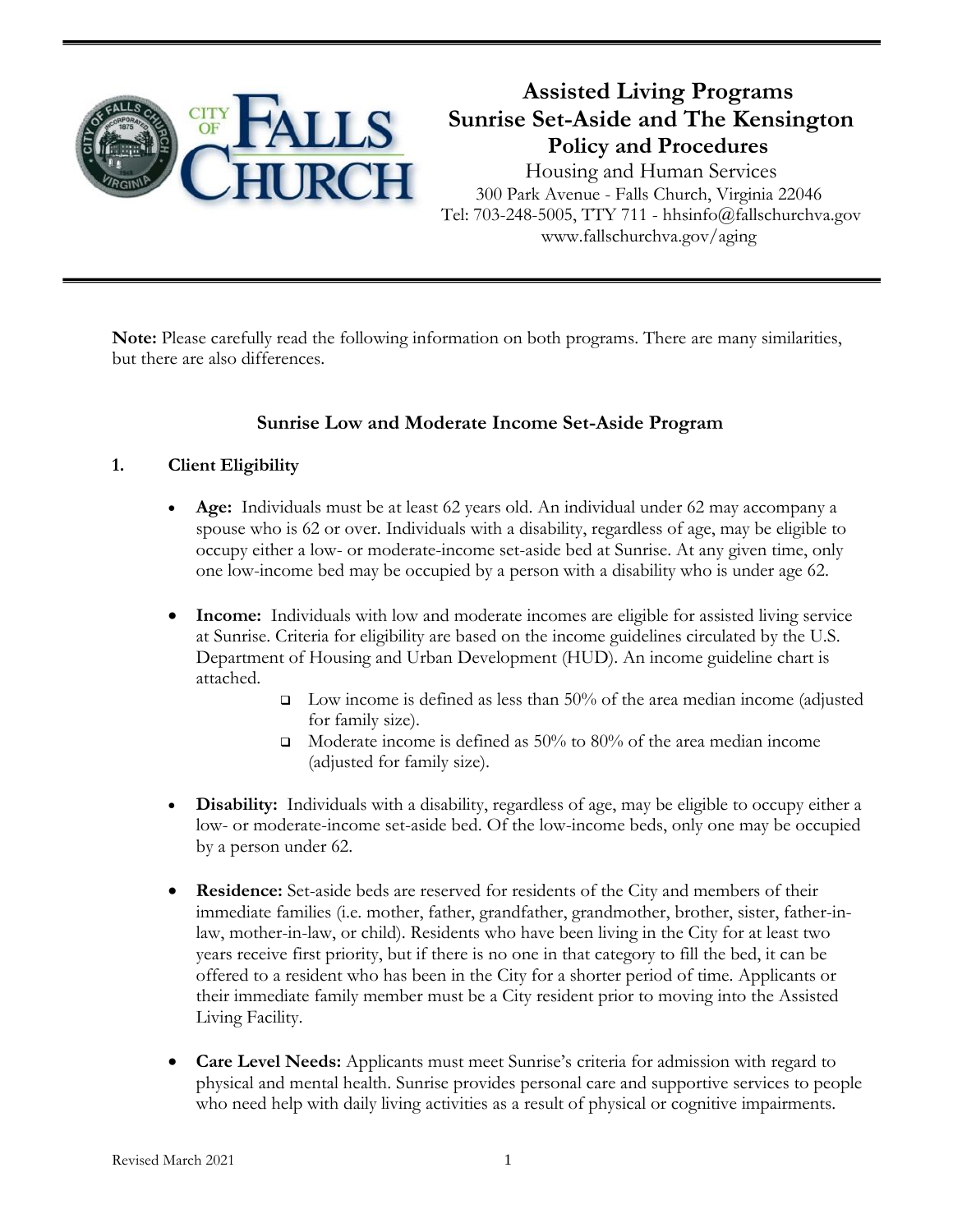# Assisted Living Programs
# Sunrise Set-Aside and The Kensington
# Policy and Procedures

Housing and Human Services
300 Park Avenue - Falls Church, Virginia 22046
Tel: 703-248-5005, TTY 711 - hhsinfo@fallschurchva.gov
www.fallschurchva.gov/aging

**Note:** Please carefully read the following information on both programs. There are many similarities, but there are also differences.

## Sunrise Low and Moderate Income Set-Aside Program

### 1. Client Eligibility

- **Age:** Individuals must be at least 62 years old. An individual under 62 may accompany a spouse who is 62 or over. Individuals with a disability, regardless of age, may be eligible to occupy either a low- or moderate-income set-aside bed at Sunrise. At any given time, only one low-income bed may be occupied by a person with a disability who is under age 62.

- **Income:** Individuals with low and moderate incomes are eligible for assisted living service at Sunrise. Criteria for eligibility are based on the income guidelines circulated by the U.S. Department of Housing and Urban Development (HUD). An income guideline chart is attached.
  - Low income is defined as less than 50% of the area median income (adjusted for family size).
  - Moderate income is defined as 50% to 80% of the area median income (adjusted for family size).

- **Disability:** Individuals with a disability, regardless of age, may be eligible to occupy either a low- or moderate-income set-aside bed. Of the low-income beds, only one may be occupied by a person under 62.

- **Residence:** Set-aside beds are reserved for residents of the City and members of their immediate families (i.e. mother, father, grandfather, grandmother, brother, sister, father-in-law, mother-in-law, or child). Residents who have been living in the City for at least two years receive first priority, but if there is no one in that category to fill the bed, it can be offered to a resident who has been in the City for a shorter period of time. Applicants or their immediate family member must be a City resident prior to moving into the Assisted Living Facility.

- **Care Level Needs:** Applicants must meet Sunrise's criteria for admission with regard to physical and mental health. Sunrise provides personal care and supportive services to people who need help with daily living activities as a result of physical or cognitive impairments.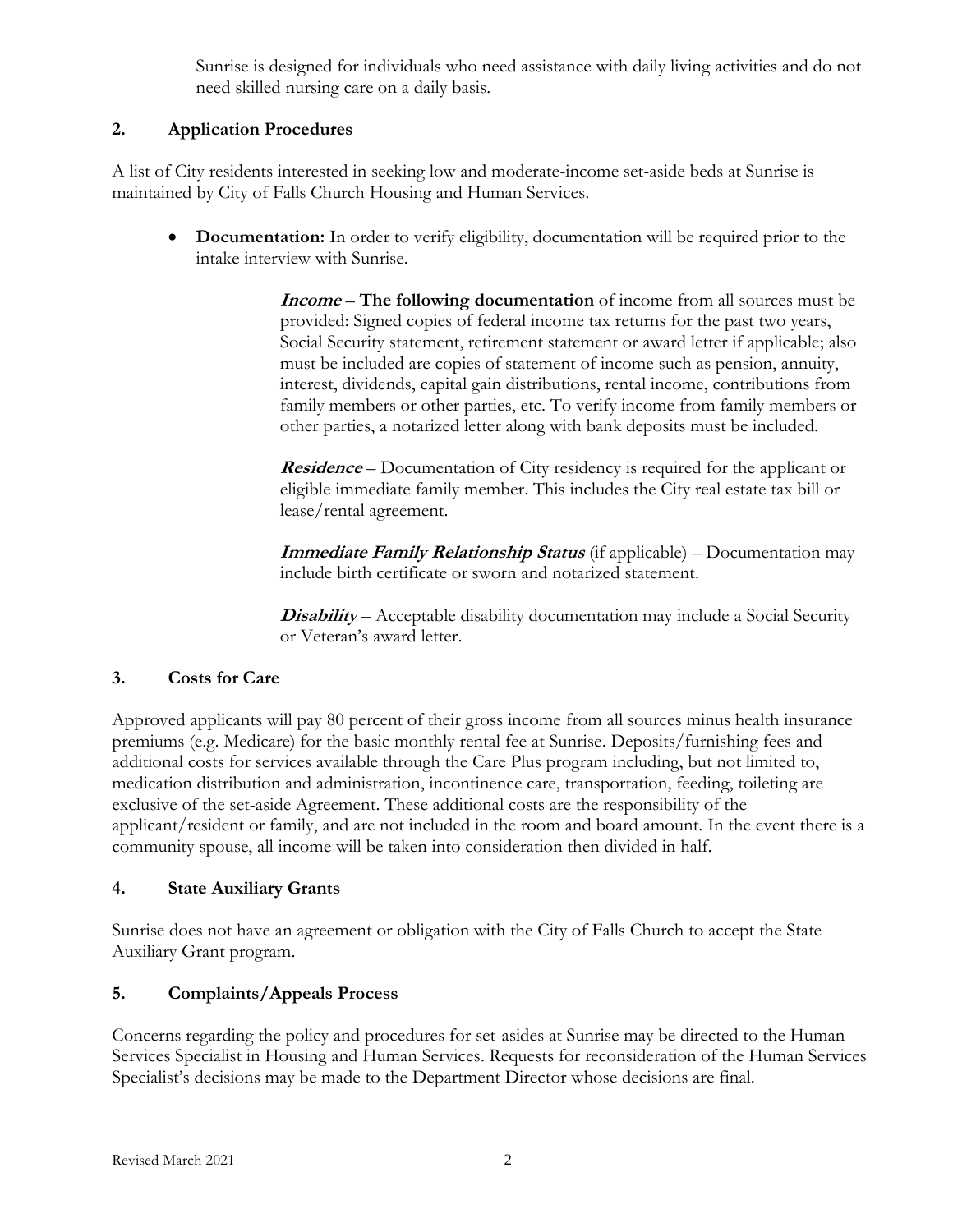Sunrise is designed for individuals who need assistance with daily living activities and do not need skilled nursing care on a daily basis.

## 2. Application Procedures

A list of City residents interested in seeking low and moderate-income set-aside beds at Sunrise is maintained by City of Falls Church Housing and Human Services.

- **Documentation:** In order to verify eligibility, documentation will be required prior to the intake interview with Sunrise.

  ***Income*** – **The following documentation** of income from all sources must be provided: Signed copies of federal income tax returns for the past two years, Social Security statement, retirement statement or award letter if applicable; also must be included are copies of statement of income such as pension, annuity, interest, dividends, capital gain distributions, rental income, contributions from family members or other parties, etc. To verify income from family members or other parties, a notarized letter along with bank deposits must be included.

  ***Residence*** – Documentation of City residency is required for the applicant or eligible immediate family member. This includes the City real estate tax bill or lease/rental agreement.

  ***Immediate Family Relationship Status*** (if applicable) – Documentation may include birth certificate or sworn and notarized statement.

  ***Disability*** – Acceptable disability documentation may include a Social Security or Veteran's award letter.

## 3. Costs for Care

Approved applicants will pay 80 percent of their gross income from all sources minus health insurance premiums (e.g. Medicare) for the basic monthly rental fee at Sunrise. Deposits/furnishing fees and additional costs for services available through the Care Plus program including, but not limited to, medication distribution and administration, incontinence care, transportation, feeding, toileting are exclusive of the set-aside Agreement. These additional costs are the responsibility of the applicant/resident or family, and are not included in the room and board amount. In the event there is a community spouse, all income will be taken into consideration then divided in half.

## 4. State Auxiliary Grants

Sunrise does not have an agreement or obligation with the City of Falls Church to accept the State Auxiliary Grant program.

## 5. Complaints/Appeals Process

Concerns regarding the policy and procedures for set-asides at Sunrise may be directed to the Human Services Specialist in Housing and Human Services. Requests for reconsideration of the Human Services Specialist's decisions may be made to the Department Director whose decisions are final.

Revised March 2021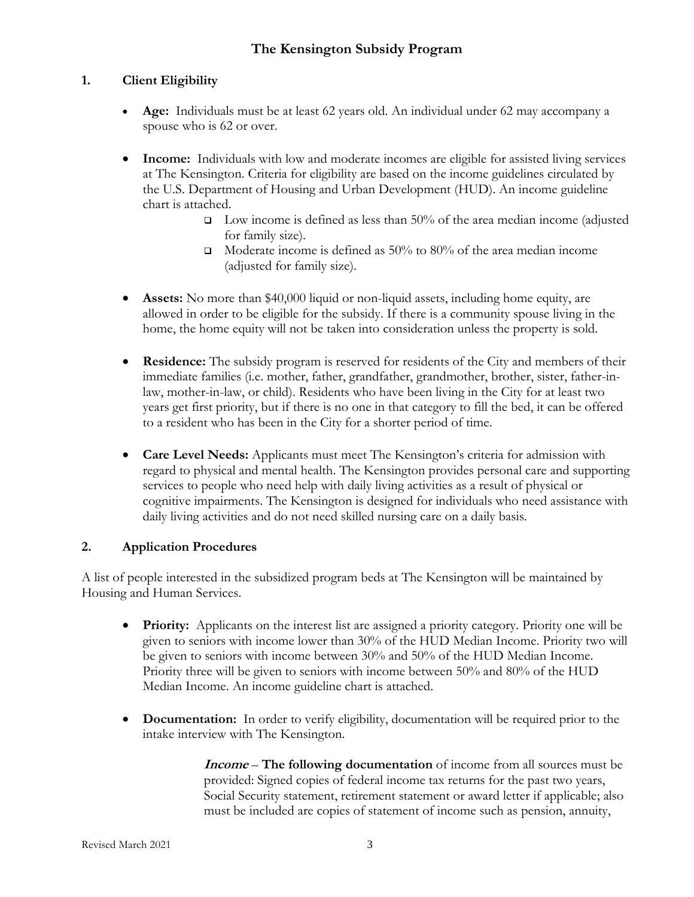# The Kensington Subsidy Program

## 1. Client Eligibility

- **Age:** Individuals must be at least 62 years old. An individual under 62 may accompany a spouse who is 62 or over.

- **Income:** Individuals with low and moderate incomes are eligible for assisted living services at The Kensington. Criteria for eligibility are based on the income guidelines circulated by the U.S. Department of Housing and Urban Development (HUD). An income guideline chart is attached.
  - Low income is defined as less than 50% of the area median income (adjusted for family size).
  - Moderate income is defined as 50% to 80% of the area median income (adjusted for family size).

- **Assets:** No more than $40,000 liquid or non-liquid assets, including home equity, are allowed in order to be eligible for the subsidy. If there is a community spouse living in the home, the home equity will not be taken into consideration unless the property is sold.

- **Residence:** The subsidy program is reserved for residents of the City and members of their immediate families (i.e. mother, father, grandfather, grandmother, brother, sister, father-in-law, mother-in-law, or child). Residents who have been living in the City for at least two years get first priority, but if there is no one in that category to fill the bed, it can be offered to a resident who has been in the City for a shorter period of time.

- **Care Level Needs:** Applicants must meet The Kensington's criteria for admission with regard to physical and mental health. The Kensington provides personal care and supporting services to people who need help with daily living activities as a result of physical or cognitive impairments. The Kensington is designed for individuals who need assistance with daily living activities and do not need skilled nursing care on a daily basis.

## 2. Application Procedures

A list of people interested in the subsidized program beds at The Kensington will be maintained by Housing and Human Services.

- **Priority:** Applicants on the interest list are assigned a priority category. Priority one will be given to seniors with income lower than 30% of the HUD Median Income. Priority two will be given to seniors with income between 30% and 50% of the HUD Median Income. Priority three will be given to seniors with income between 50% and 80% of the HUD Median Income. An income guideline chart is attached.

- **Documentation:** In order to verify eligibility, documentation will be required prior to the intake interview with The Kensington.

  ***Income*** – **The following documentation** of income from all sources must be provided: Signed copies of federal income tax returns for the past two years, Social Security statement, retirement statement or award letter if applicable; also must be included are copies of statement of income such as pension, annuity,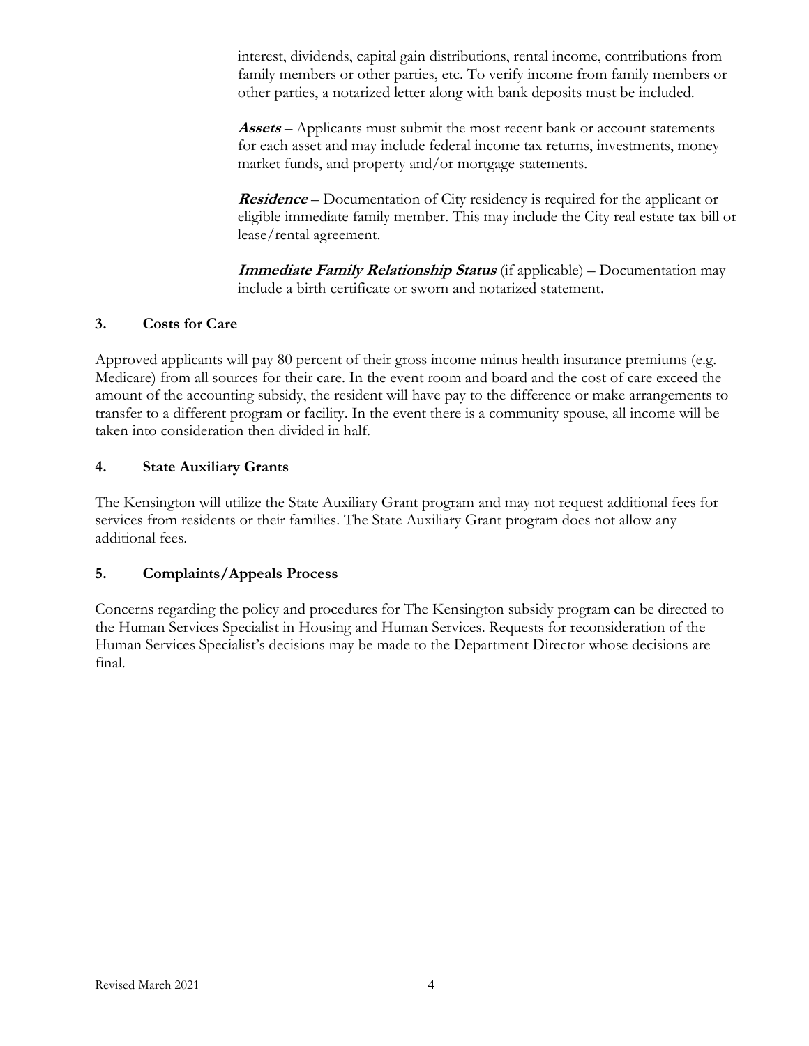interest, dividends, capital gain distributions, rental income, contributions from family members or other parties, etc. To verify income from family members or other parties, a notarized letter along with bank deposits must be included.

***Assets*** – Applicants must submit the most recent bank or account statements for each asset and may include federal income tax returns, investments, money market funds, and property and/or mortgage statements.

***Residence*** – Documentation of City residency is required for the applicant or eligible immediate family member. This may include the City real estate tax bill or lease/rental agreement.

***Immediate Family Relationship Status*** (if applicable) – Documentation may include a birth certificate or sworn and notarized statement.

### 3. Costs for Care

Approved applicants will pay 80 percent of their gross income minus health insurance premiums (e.g. Medicare) from all sources for their care. In the event room and board and the cost of care exceed the amount of the accounting subsidy, the resident will have pay to the difference or make arrangements to transfer to a different program or facility. In the event there is a community spouse, all income will be taken into consideration then divided in half.

### 4. State Auxiliary Grants

The Kensington will utilize the State Auxiliary Grant program and may not request additional fees for services from residents or their families. The State Auxiliary Grant program does not allow any additional fees.

### 5. Complaints/Appeals Process

Concerns regarding the policy and procedures for The Kensington subsidy program can be directed to the Human Services Specialist in Housing and Human Services. Requests for reconsideration of the Human Services Specialist's decisions may be made to the Department Director whose decisions are final.

Revised March 2021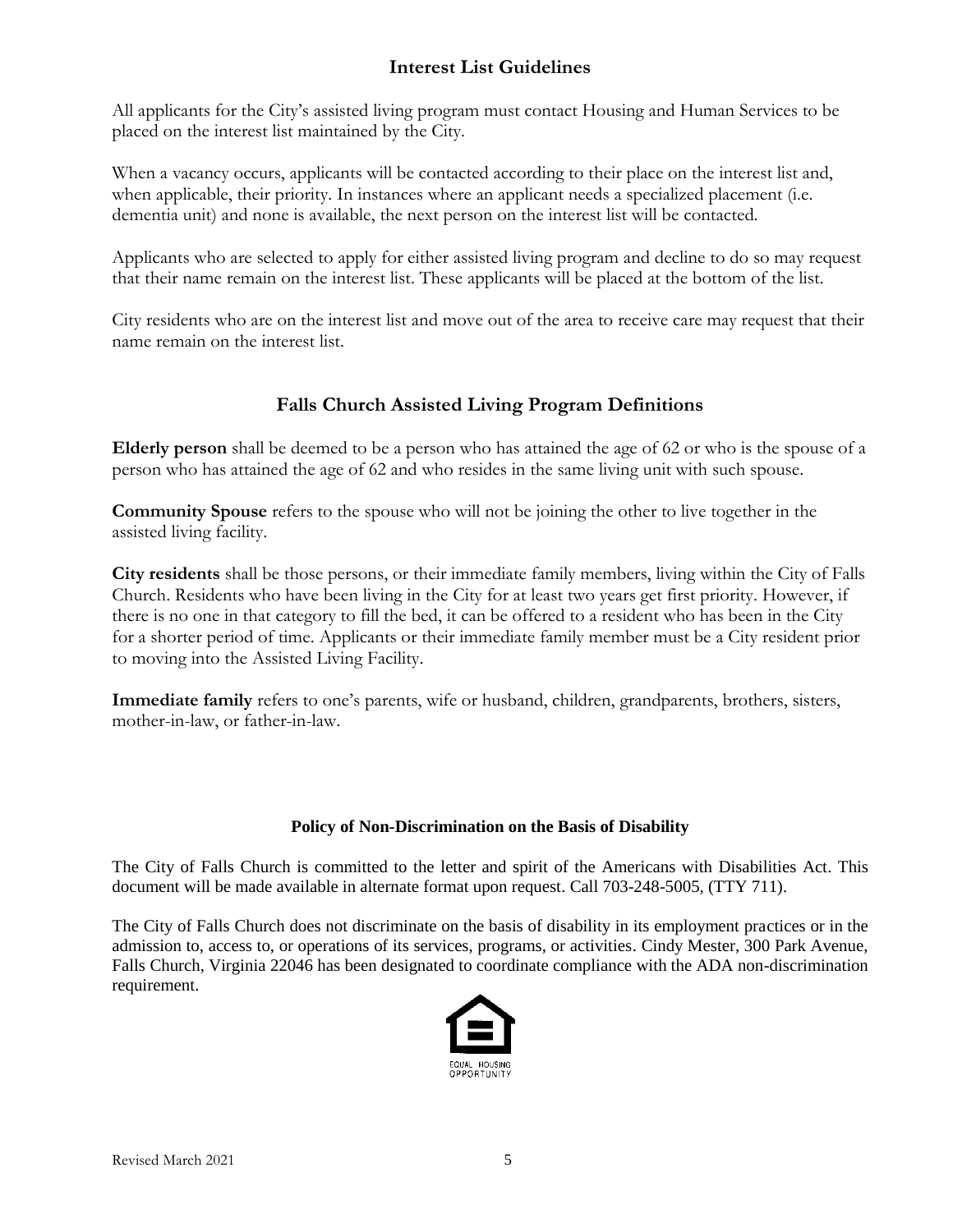## Interest List Guidelines

All applicants for the City's assisted living program must contact Housing and Human Services to be placed on the interest list maintained by the City.

When a vacancy occurs, applicants will be contacted according to their place on the interest list and, when applicable, their priority. In instances where an applicant needs a specialized placement (i.e. dementia unit) and none is available, the next person on the interest list will be contacted.

Applicants who are selected to apply for either assisted living program and decline to do so may request that their name remain on the interest list. These applicants will be placed at the bottom of the list.

City residents who are on the interest list and move out of the area to receive care may request that their name remain on the interest list.

## Falls Church Assisted Living Program Definitions

**Elderly person** shall be deemed to be a person who has attained the age of 62 or who is the spouse of a person who has attained the age of 62 and who resides in the same living unit with such spouse.

**Community Spouse** refers to the spouse who will not be joining the other to live together in the assisted living facility.

**City residents** shall be those persons, or their immediate family members, living within the City of Falls Church. Residents who have been living in the City for at least two years get first priority. However, if there is no one in that category to fill the bed, it can be offered to a resident who has been in the City for a shorter period of time. Applicants or their immediate family member must be a City resident prior to moving into the Assisted Living Facility.

**Immediate family** refers to one's parents, wife or husband, children, grandparents, brothers, sisters, mother-in-law, or father-in-law.

### Policy of Non-Discrimination on the Basis of Disability

The City of Falls Church is committed to the letter and spirit of the Americans with Disabilities Act. This document will be made available in alternate format upon request. Call 703-248-5005, (TTY 711).

The City of Falls Church does not discriminate on the basis of disability in its employment practices or in the admission to, access to, or operations of its services, programs, or activities. Cindy Mester, 300 Park Avenue, Falls Church, Virginia 22046 has been designated to coordinate compliance with the ADA non-discrimination requirement.

EQUAL HOUSING OPPORTUNITY

Revised March 2021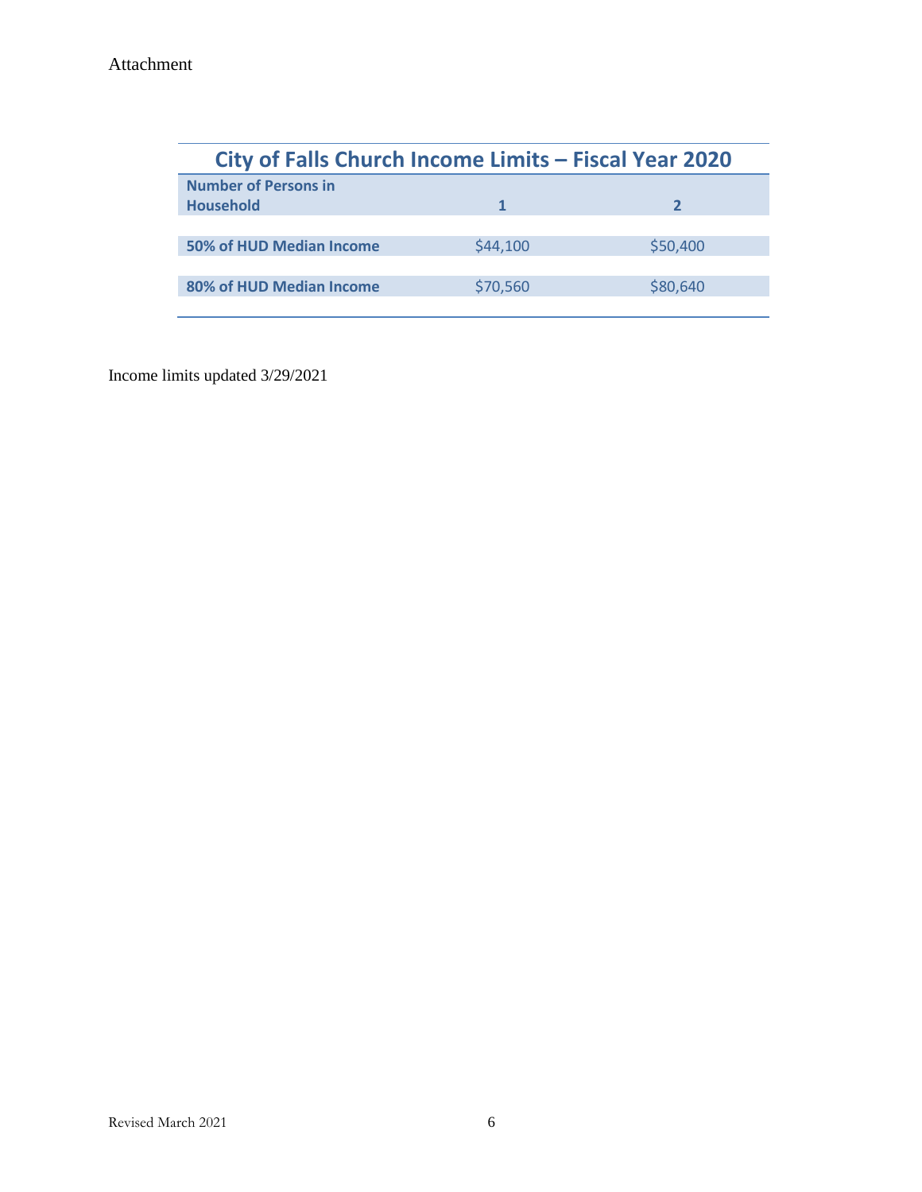Attachment

## City of Falls Church Income Limits – Fiscal Year 2020

| Number of Persons in Household | 1 | 2 |
|---|---|---|
| 50% of HUD Median Income | $44,100 | $50,400 |
| 80% of HUD Median Income | $70,560 | $80,640 |

Income limits updated 3/29/2021